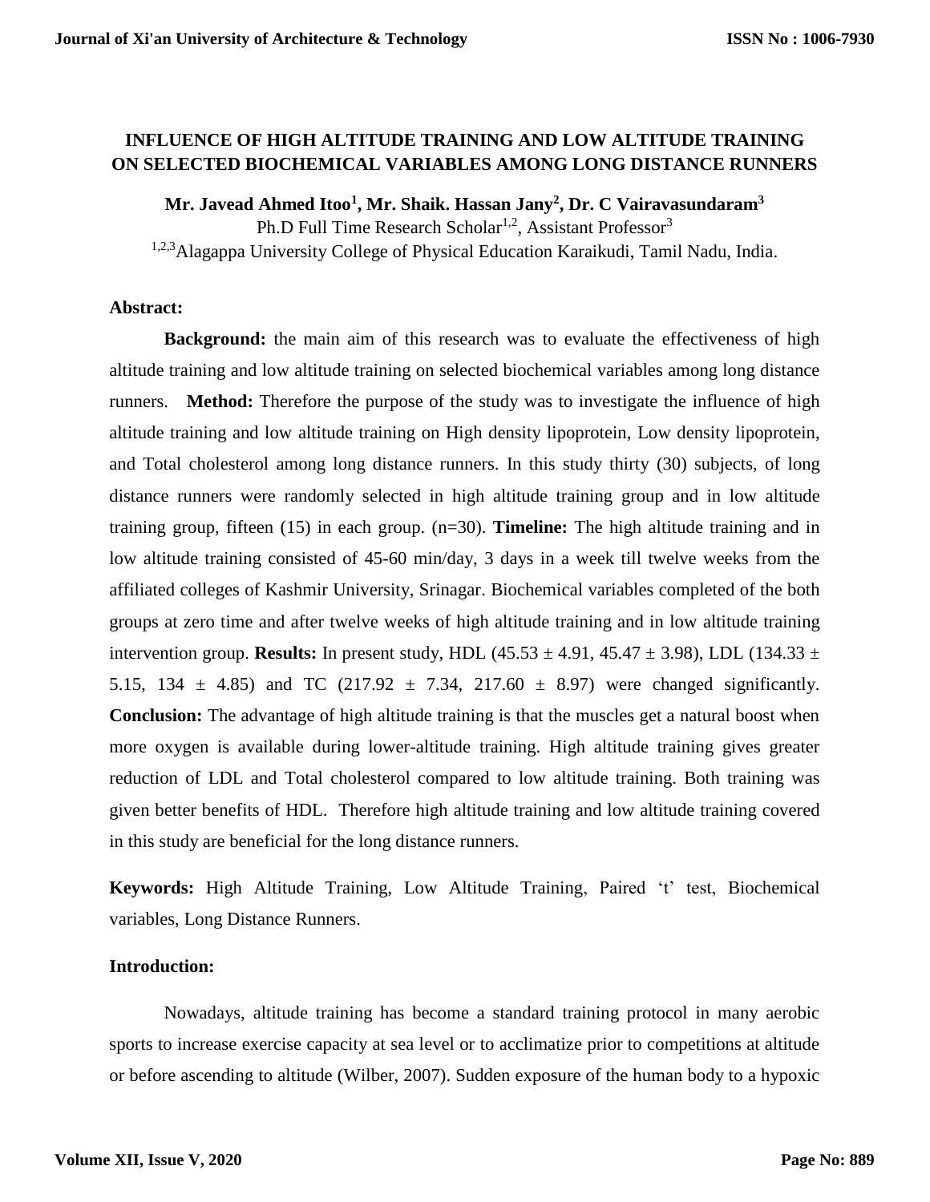# INFLUENCE OF HIGH ALTITUDE TRAINING AND LOW ALTITUDE TRAINING ON SELECTED BIOCHEMICAL VARIABLES AMONG LONG DISTANCE RUNNERS

**Mr. Javead Ahmed Itoo[1], Mr. Shaik. Hassan Jany[2], Dr. C Vairavasundaram[3]**

Ph.D Full Time Research Scholar[1,2], Assistant Professor[3]

[1,2,3]Alagappa University College of Physical Education Karaikudi, Tamil Nadu, India.

**Abstract:**

**Background:** the main aim of this research was to evaluate the effectiveness of high altitude training and low altitude training on selected biochemical variables among long distance runners. **Method:** Therefore the purpose of the study was to investigate the influence of high altitude training and low altitude training on High density lipoprotein, Low density lipoprotein, and Total cholesterol among long distance runners. In this study thirty (30) subjects, of long distance runners were randomly selected in high altitude training group and in low altitude training group, fifteen (15) in each group. (n=30). **Timeline:** The high altitude training and in low altitude training consisted of 45-60 min/day, 3 days in a week till twelve weeks from the affiliated colleges of Kashmir University, Srinagar. Biochemical variables completed of the both groups at zero time and after twelve weeks of high altitude training and in low altitude training intervention group. **Results:** In present study, HDL ($45.53 \pm 4.91$, $45.47 \pm 3.98$), LDL ($134.33 \pm 5.15$, $134 \pm 4.85$) and TC ($217.92 \pm 7.34$, $217.60 \pm 8.97$) were changed significantly. **Conclusion:** The advantage of high altitude training is that the muscles get a natural boost when more oxygen is available during lower-altitude training. High altitude training gives greater reduction of LDL and Total cholesterol compared to low altitude training. Both training was given better benefits of HDL. Therefore high altitude training and low altitude training covered in this study are beneficial for the long distance runners.

**Keywords:** High Altitude Training, Low Altitude Training, Paired 't' test, Biochemical variables, Long Distance Runners.

**Introduction:**

Nowadays, altitude training has become a standard training protocol in many aerobic sports to increase exercise capacity at sea level or to acclimatize prior to competitions at altitude or before ascending to altitude (Wilber, 2007). Sudden exposure of the human body to a hypoxic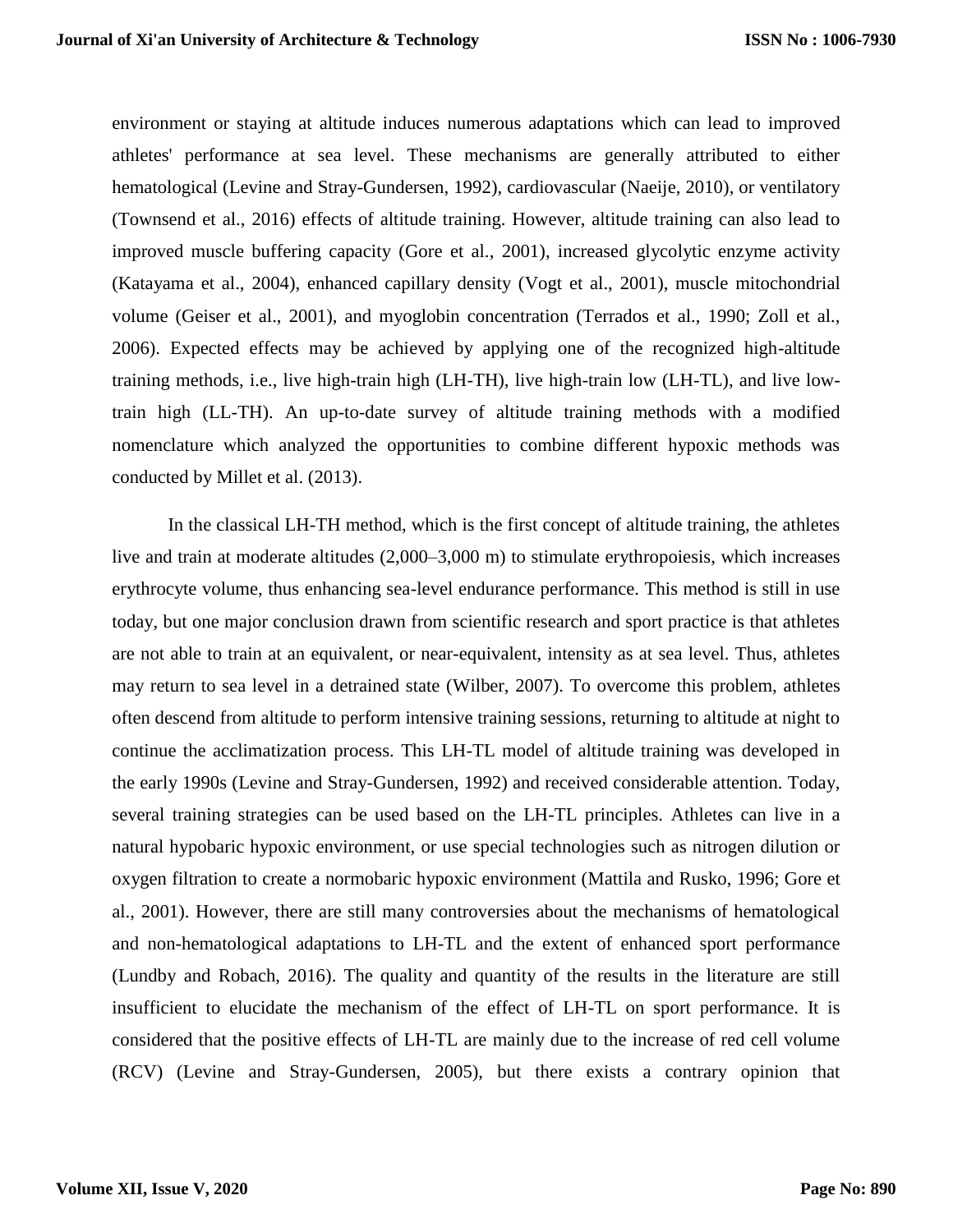environment or staying at altitude induces numerous adaptations which can lead to improved athletes' performance at sea level. These mechanisms are generally attributed to either hematological (Levine and Stray-Gundersen, 1992), cardiovascular (Naeije, 2010), or ventilatory (Townsend et al., 2016) effects of altitude training. However, altitude training can also lead to improved muscle buffering capacity (Gore et al., 2001), increased glycolytic enzyme activity (Katayama et al., 2004), enhanced capillary density (Vogt et al., 2001), muscle mitochondrial volume (Geiser et al., 2001), and myoglobin concentration (Terrados et al., 1990; Zoll et al., 2006). Expected effects may be achieved by applying one of the recognized high-altitude training methods, i.e., live high-train high (LH-TH), live high-train low (LH-TL), and live low-train high (LL-TH). An up-to-date survey of altitude training methods with a modified nomenclature which analyzed the opportunities to combine different hypoxic methods was conducted by Millet et al. (2013).

In the classical LH-TH method, which is the first concept of altitude training, the athletes live and train at moderate altitudes (2,000–3,000 m) to stimulate erythropoiesis, which increases erythrocyte volume, thus enhancing sea-level endurance performance. This method is still in use today, but one major conclusion drawn from scientific research and sport practice is that athletes are not able to train at an equivalent, or near-equivalent, intensity as at sea level. Thus, athletes may return to sea level in a detrained state (Wilber, 2007). To overcome this problem, athletes often descend from altitude to perform intensive training sessions, returning to altitude at night to continue the acclimatization process. This LH-TL model of altitude training was developed in the early 1990s (Levine and Stray-Gundersen, 1992) and received considerable attention. Today, several training strategies can be used based on the LH-TL principles. Athletes can live in a natural hypobaric hypoxic environment, or use special technologies such as nitrogen dilution or oxygen filtration to create a normobaric hypoxic environment (Mattila and Rusko, 1996; Gore et al., 2001). However, there are still many controversies about the mechanisms of hematological and non-hematological adaptations to LH-TL and the extent of enhanced sport performance (Lundby and Robach, 2016). The quality and quantity of the results in the literature are still insufficient to elucidate the mechanism of the effect of LH-TL on sport performance. It is considered that the positive effects of LH-TL are mainly due to the increase of red cell volume (RCV) (Levine and Stray-Gundersen, 2005), but there exists a contrary opinion that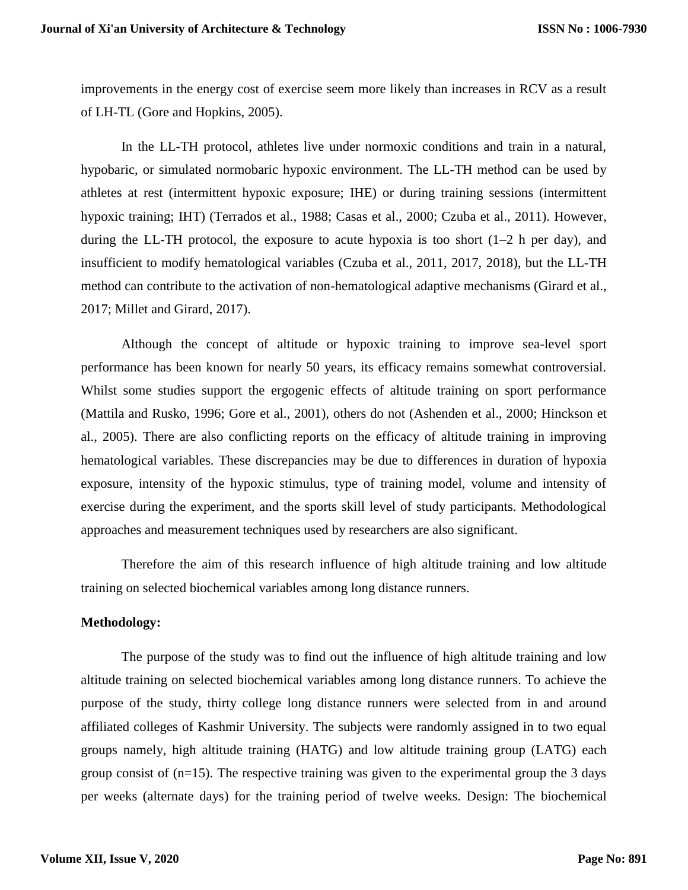improvements in the energy cost of exercise seem more likely than increases in RCV as a result of LH-TL (Gore and Hopkins, 2005).

In the LL-TH protocol, athletes live under normoxic conditions and train in a natural, hypobaric, or simulated normobaric hypoxic environment. The LL-TH method can be used by athletes at rest (intermittent hypoxic exposure; IHE) or during training sessions (intermittent hypoxic training; IHT) (Terrados et al., 1988; Casas et al., 2000; Czuba et al., 2011). However, during the LL-TH protocol, the exposure to acute hypoxia is too short (1–2 h per day), and insufficient to modify hematological variables (Czuba et al., 2011, 2017, 2018), but the LL-TH method can contribute to the activation of non-hematological adaptive mechanisms (Girard et al., 2017; Millet and Girard, 2017).

Although the concept of altitude or hypoxic training to improve sea-level sport performance has been known for nearly 50 years, its efficacy remains somewhat controversial. Whilst some studies support the ergogenic effects of altitude training on sport performance (Mattila and Rusko, 1996; Gore et al., 2001), others do not (Ashenden et al., 2000; Hinckson et al., 2005). There are also conflicting reports on the efficacy of altitude training in improving hematological variables. These discrepancies may be due to differences in duration of hypoxia exposure, intensity of the hypoxic stimulus, type of training model, volume and intensity of exercise during the experiment, and the sports skill level of study participants. Methodological approaches and measurement techniques used by researchers are also significant.

Therefore the aim of this research influence of high altitude training and low altitude training on selected biochemical variables among long distance runners.

**Methodology:**

The purpose of the study was to find out the influence of high altitude training and low altitude training on selected biochemical variables among long distance runners. To achieve the purpose of the study, thirty college long distance runners were selected from in and around affiliated colleges of Kashmir University. The subjects were randomly assigned in to two equal groups namely, high altitude training (HATG) and low altitude training group (LATG) each group consist of (n=15). The respective training was given to the experimental group the 3 days per weeks (alternate days) for the training period of twelve weeks. Design: The biochemical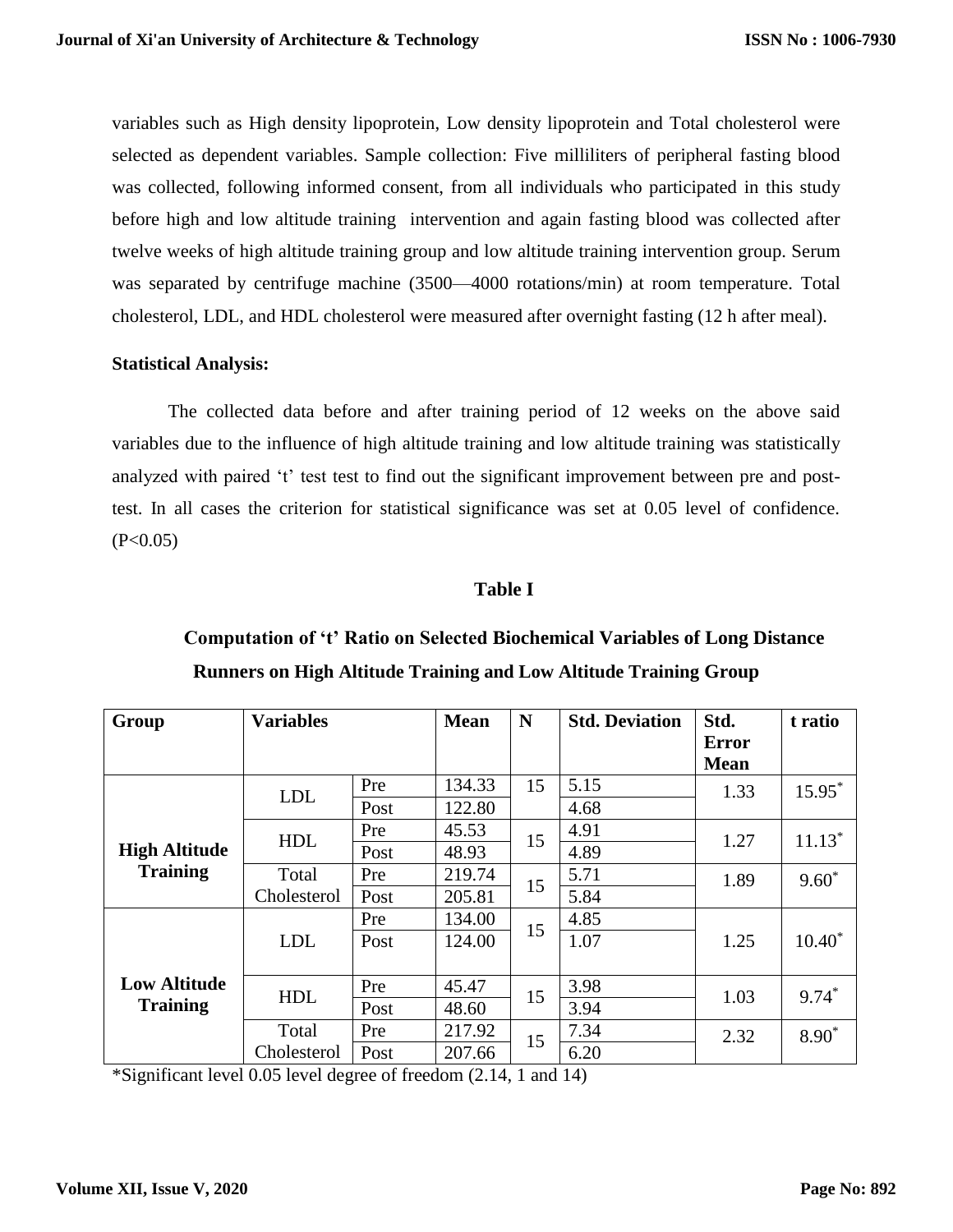variables such as High density lipoprotein, Low density lipoprotein and Total cholesterol were selected as dependent variables. Sample collection: Five milliliters of peripheral fasting blood was collected, following informed consent, from all individuals who participated in this study before high and low altitude training intervention and again fasting blood was collected after twelve weeks of high altitude training group and low altitude training intervention group. Serum was separated by centrifuge machine (3500—4000 rotations/min) at room temperature. Total cholesterol, LDL, and HDL cholesterol were measured after overnight fasting (12 h after meal).

**Statistical Analysis:**

The collected data before and after training period of 12 weeks on the above said variables due to the influence of high altitude training and low altitude training was statistically analyzed with paired 't' test test to find out the significant improvement between pre and post-test. In all cases the criterion for statistical significance was set at 0.05 level of confidence. ($P<0.05$)

**Table I**

**Computation of 't' Ratio on Selected Biochemical Variables of Long Distance Runners on High Altitude Training and Low Altitude Training Group**

| Group | Variables | | Mean | N | Std. Deviation | Std. Error Mean | t ratio |
|---|---|---|---|---|---|---|---|
| **High Altitude Training** | LDL | Pre | 134.33 | 15 | 5.15 | 1.33 | 15.95* |
| | | Post | 122.80 | | 4.68 | | |
| | HDL | Pre | 45.53 | 15 | 4.91 | 1.27 | 11.13* |
| | | Post | 48.93 | | 4.89 | | |
| | Total Cholesterol | Pre | 219.74 | 15 | 5.71 | 1.89 | 9.60* |
| | | Post | 205.81 | | 5.84 | | |
| **Low Altitude Training** | LDL | Pre | 134.00 | 15 | 4.85 | 1.25 | 10.40* |
| | | Post | 124.00 | | 1.07 | | |
| | HDL | Pre | 45.47 | 15 | 3.98 | 1.03 | 9.74* |
| | | Post | 48.60 | | 3.94 | | |
| | Total Cholesterol | Pre | 217.92 | 15 | 7.34 | 2.32 | 8.90* |
| | | Post | 207.66 | | 6.20 | | |

*Significant level 0.05 level degree of freedom (2.14, 1 and 14)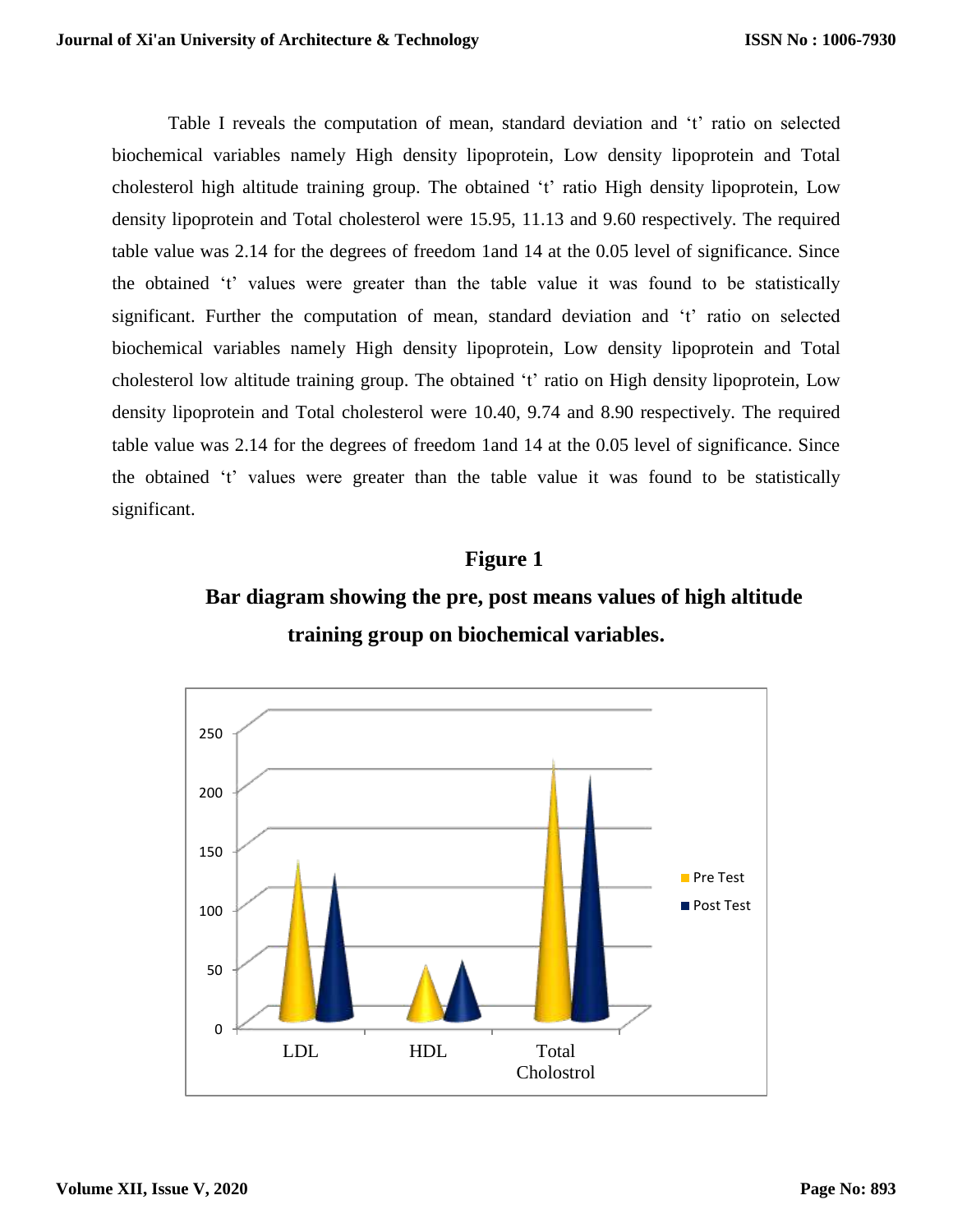Table I reveals the computation of mean, standard deviation and 't' ratio on selected biochemical variables namely High density lipoprotein, Low density lipoprotein and Total cholesterol high altitude training group. The obtained 't' ratio High density lipoprotein, Low density lipoprotein and Total cholesterol were 15.95, 11.13 and 9.60 respectively. The required table value was 2.14 for the degrees of freedom 1and 14 at the 0.05 level of significance. Since the obtained 't' values were greater than the table value it was found to be statistically significant. Further the computation of mean, standard deviation and 't' ratio on selected biochemical variables namely High density lipoprotein, Low density lipoprotein and Total cholesterol low altitude training group. The obtained 't' ratio on High density lipoprotein, Low density lipoprotein and Total cholesterol were 10.40, 9.74 and 8.90 respectively. The required table value was 2.14 for the degrees of freedom 1and 14 at the 0.05 level of significance. Since the obtained 't' values were greater than the table value it was found to be statistically significant.

**Figure 1**

**Bar diagram showing the pre, post means values of high altitude training group on biochemical variables.**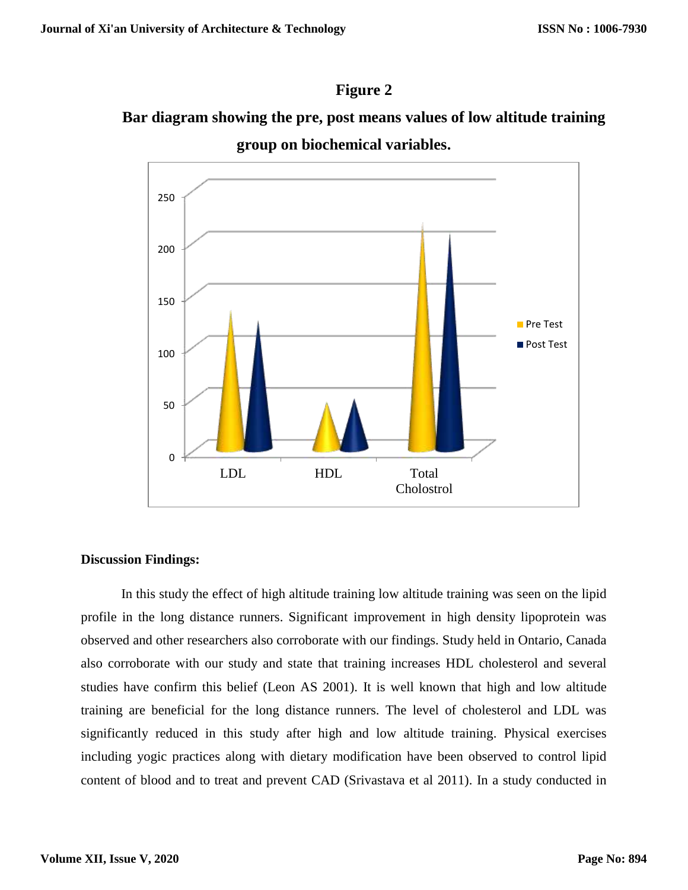## Figure 2

**Bar diagram showing the pre, post means values of low altitude training group on biochemical variables.**

## Discussion Findings:

In this study the effect of high altitude training low altitude training was seen on the lipid profile in the long distance runners. Significant improvement in high density lipoprotein was observed and other researchers also corroborate with our findings. Study held in Ontario, Canada also corroborate with our study and state that training increases HDL cholesterol and several studies have confirm this belief (Leon AS 2001). It is well known that high and low altitude training are beneficial for the long distance runners. The level of cholesterol and LDL was significantly reduced in this study after high and low altitude training. Physical exercises including yogic practices along with dietary modification have been observed to control lipid content of blood and to treat and prevent CAD (Srivastava et al 2011). In a study conducted in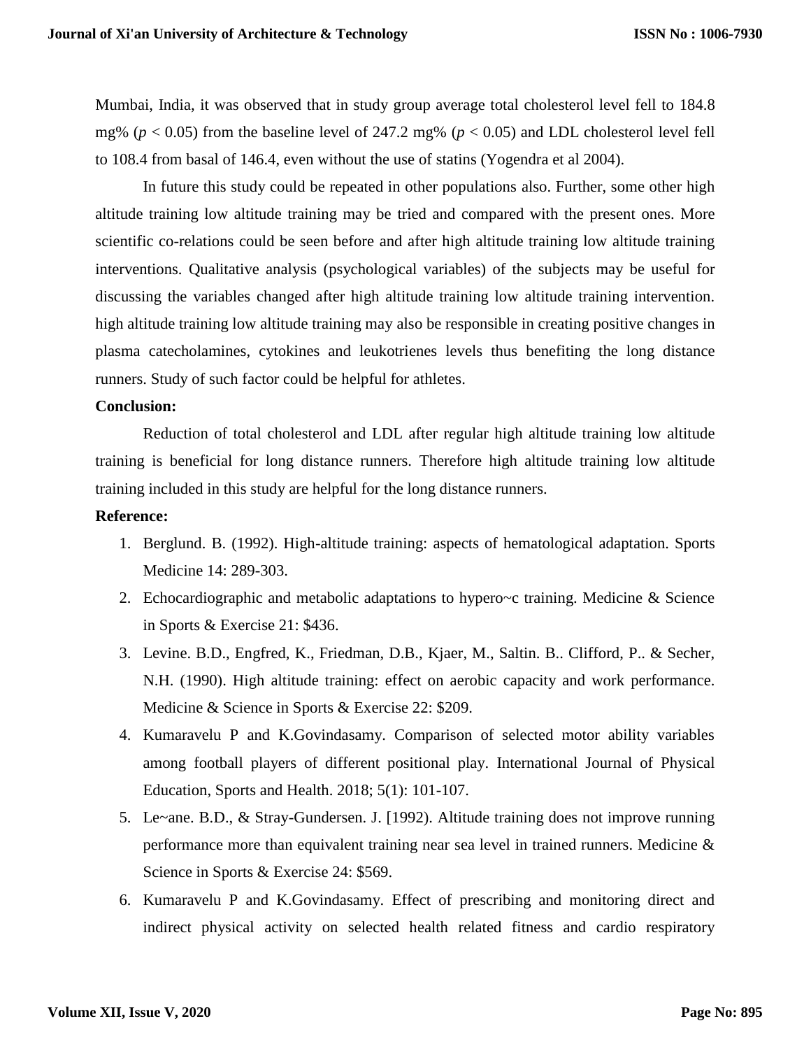Mumbai, India, it was observed that in study group average total cholesterol level fell to 184.8 mg% ($p < 0.05$) from the baseline level of 247.2 mg% ($p < 0.05$) and LDL cholesterol level fell to 108.4 from basal of 146.4, even without the use of statins (Yogendra et al 2004).

In future this study could be repeated in other populations also. Further, some other high altitude training low altitude training may be tried and compared with the present ones. More scientific co-relations could be seen before and after high altitude training low altitude training interventions. Qualitative analysis (psychological variables) of the subjects may be useful for discussing the variables changed after high altitude training low altitude training intervention. high altitude training low altitude training may also be responsible in creating positive changes in plasma catecholamines, cytokines and leukotrienes levels thus benefiting the long distance runners. Study of such factor could be helpful for athletes.

**Conclusion:**

Reduction of total cholesterol and LDL after regular high altitude training low altitude training is beneficial for long distance runners. Therefore high altitude training low altitude training included in this study are helpful for the long distance runners.

**Reference:**

1. Berglund. B. (1992). High-altitude training: aspects of hematological adaptation. Sports Medicine 14: 289-303.
2. Echocardiographic and metabolic adaptations to hypero~c training. Medicine & Science in Sports & Exercise 21: $436.
3. Levine. B.D., Engfred, K., Friedman, D.B., Kjaer, M., Saltin. B.. Clifford, P.. & Secher, N.H. (1990). High altitude training: effect on aerobic capacity and work performance. Medicine & Science in Sports & Exercise 22: $209.
4. Kumaravelu P and K.Govindasamy. Comparison of selected motor ability variables among football players of different positional play. International Journal of Physical Education, Sports and Health. 2018; 5(1): 101-107.
5. Le~ane. B.D., & Stray-Gundersen. J. [1992). Altitude training does not improve running performance more than equivalent training near sea level in trained runners. Medicine & Science in Sports & Exercise 24: $569.
6. Kumaravelu P and K.Govindasamy. Effect of prescribing and monitoring direct and indirect physical activity on selected health related fitness and cardio respiratory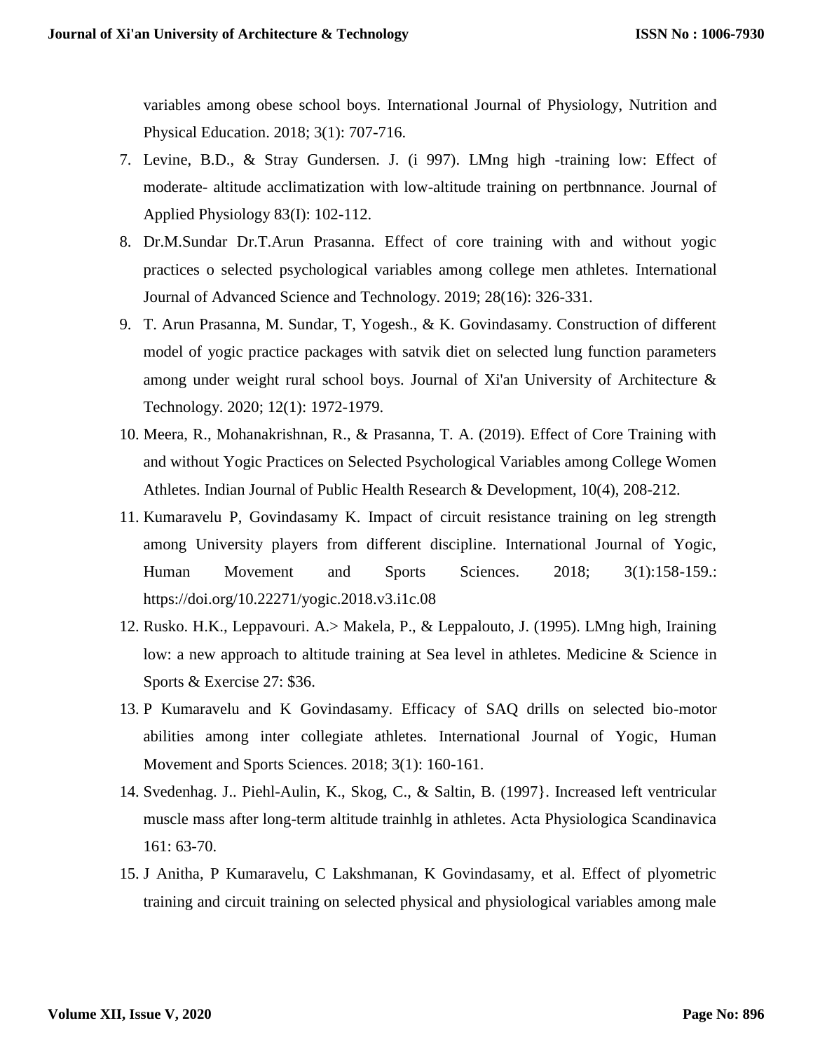variables among obese school boys. International Journal of Physiology, Nutrition and Physical Education. 2018; 3(1): 707-716.

7. Levine, B.D., & Stray Gundersen. J. (i 997). LMng high -training low: Effect of moderate- altitude acclimatization with low-altitude training on pertbnnance. Journal of Applied Physiology 83(I): 102-112.
8. Dr.M.Sundar Dr.T.Arun Prasanna. Effect of core training with and without yogic practices o selected psychological variables among college men athletes. International Journal of Advanced Science and Technology. 2019; 28(16): 326-331.
9. T. Arun Prasanna, M. Sundar, T, Yogesh., & K. Govindasamy. Construction of different model of yogic practice packages with satvik diet on selected lung function parameters among under weight rural school boys. Journal of Xi'an University of Architecture & Technology. 2020; 12(1): 1972-1979.
10. Meera, R., Mohanakrishnan, R., & Prasanna, T. A. (2019). Effect of Core Training with and without Yogic Practices on Selected Psychological Variables among College Women Athletes. Indian Journal of Public Health Research & Development, 10(4), 208-212.
11. Kumaravelu P, Govindasamy K. Impact of circuit resistance training on leg strength among University players from different discipline. International Journal of Yogic, Human Movement and Sports Sciences. 2018; 3(1):158-159.: https://doi.org/10.22271/yogic.2018.v3.i1c.08
12. Rusko. H.K., Leppavouri. A.> Makela, P., & Leppalouto, J. (1995). LMng high, Iraining low: a new approach to altitude training at Sea level in athletes. Medicine & Science in Sports & Exercise 27: $36.
13. P Kumaravelu and K Govindasamy. Efficacy of SAQ drills on selected bio-motor abilities among inter collegiate athletes. International Journal of Yogic, Human Movement and Sports Sciences. 2018; 3(1): 160-161.
14. Svedenhag. J.. Piehl-Aulin, K., Skog, C., & Saltin, B. (1997}. Increased left ventricular muscle mass after long-term altitude trainhlg in athletes. Acta Physiologica Scandinavica 161: 63-70.
15. J Anitha, P Kumaravelu, C Lakshmanan, K Govindasamy, et al. Effect of plyometric training and circuit training on selected physical and physiological variables among male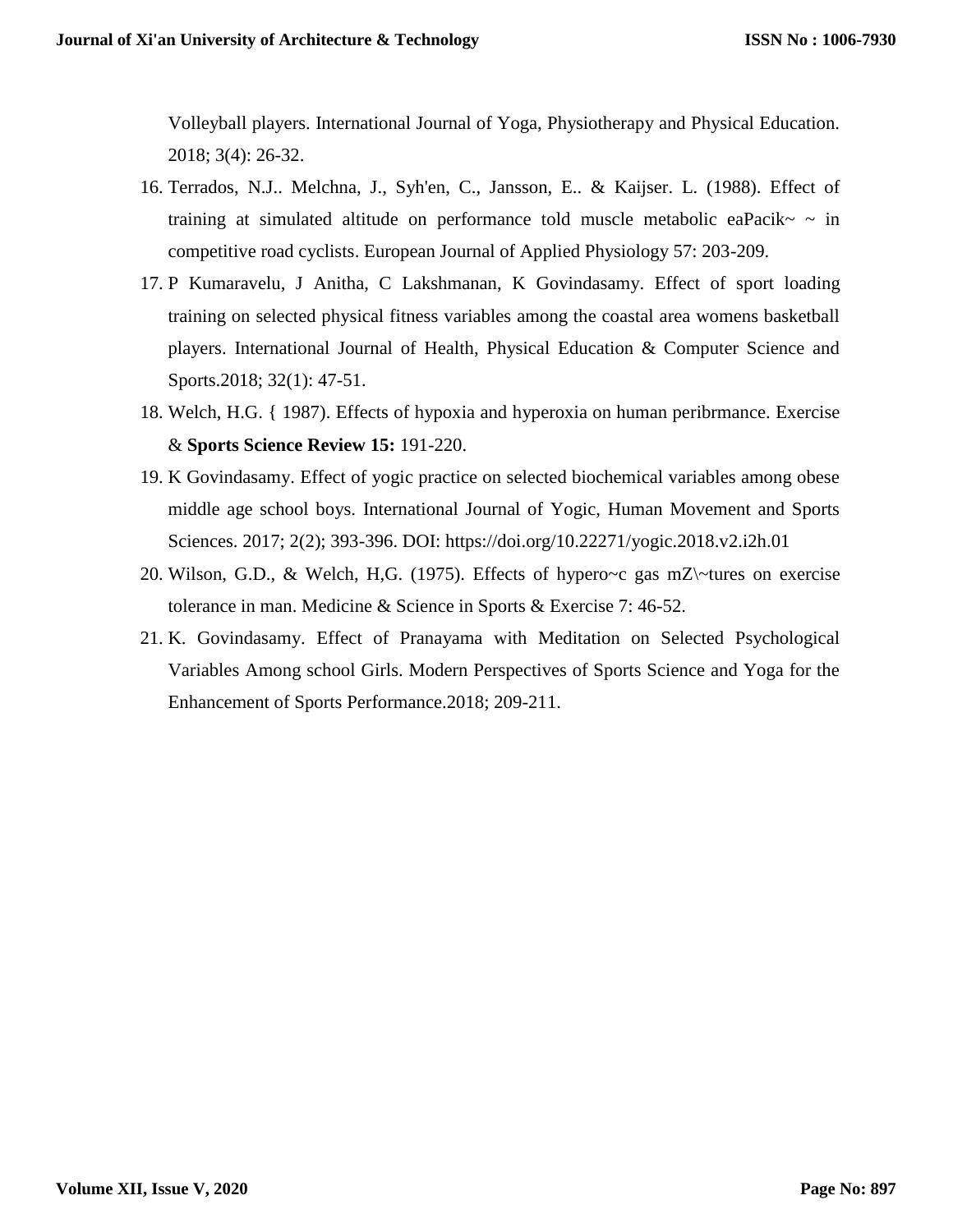Volleyball players. International Journal of Yoga, Physiotherapy and Physical Education. 2018; 3(4): 26-32.

16. Terrados, N.J.. Melchna, J., Syh'en, C., Jansson, E.. & Kaijser. L. (1988). Effect of training at simulated altitude on performance told muscle metabolic eaPacik~ ~ in competitive road cyclists. European Journal of Applied Physiology 57: 203-209.
17. P Kumaravelu, J Anitha, C Lakshmanan, K Govindasamy. Effect of sport loading training on selected physical fitness variables among the coastal area womens basketball players. International Journal of Health, Physical Education & Computer Science and Sports.2018; 32(1): 47-51.
18. Welch, H.G. { 1987). Effects of hypoxia and hyperoxia on human peribrmance. Exercise & **Sports Science Review 15:** 191-220.
19. K Govindasamy. Effect of yogic practice on selected biochemical variables among obese middle age school boys. International Journal of Yogic, Human Movement and Sports Sciences. 2017; 2(2); 393-396. DOI: https://doi.org/10.22271/yogic.2018.v2.i2h.01
20. Wilson, G.D., & Welch, H,G. (1975). Effects of hypero~c gas mZ\~tures on exercise tolerance in man. Medicine & Science in Sports & Exercise 7: 46-52.
21. K. Govindasamy. Effect of Pranayama with Meditation on Selected Psychological Variables Among school Girls. Modern Perspectives of Sports Science and Yoga for the Enhancement of Sports Performance.2018; 209-211.